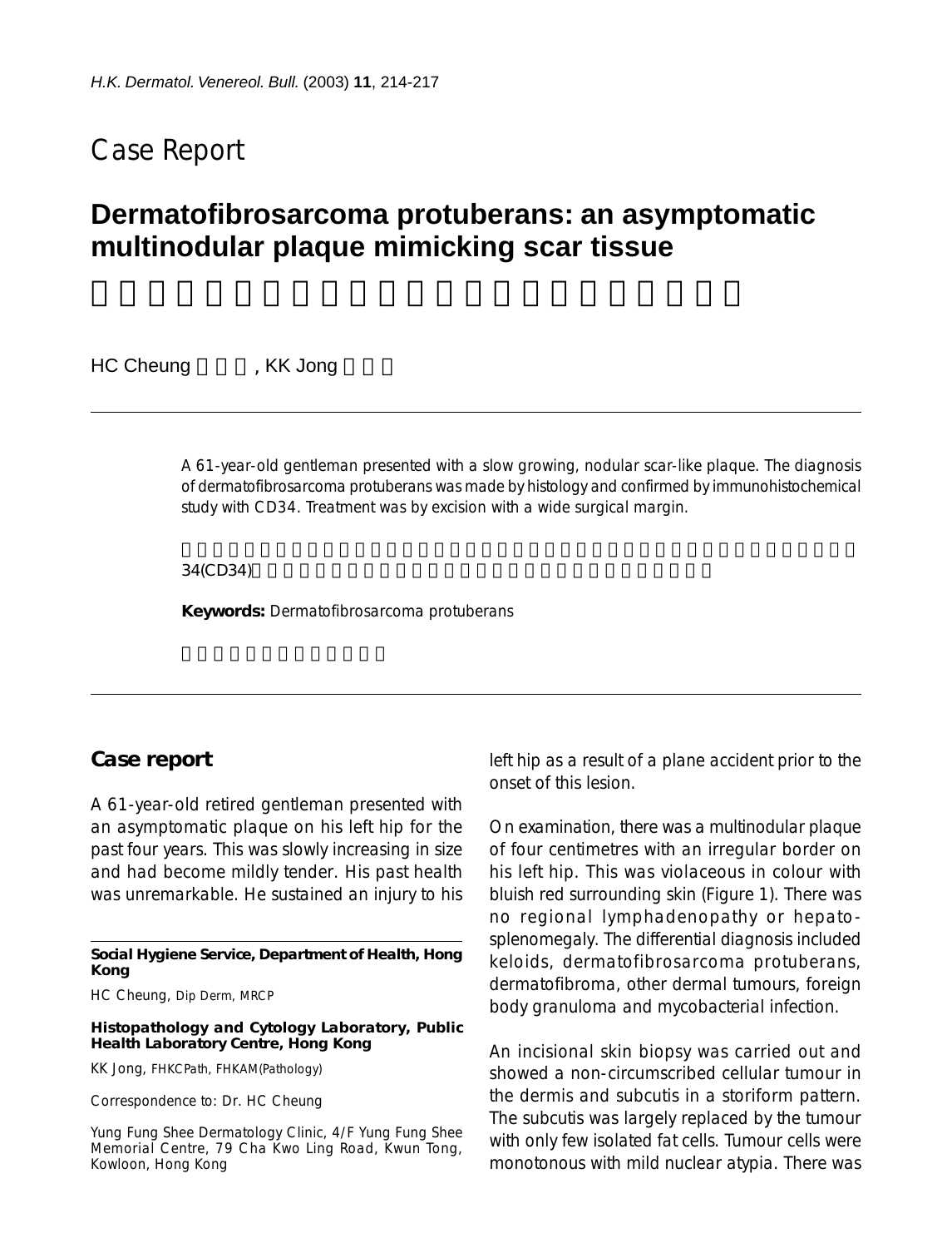# Case Report

## Dermatofibrosarcoma protuberans: an asymptomatic multinodular plaque mimicking scar tissue

HC Cheung, KK Jong

A 61-year-old gentleman presented with a slow growing, nodular scar-like plaque. The diagnosis of dermatofibrosarcoma protuberans was made by histology and confirmed by immunohistochemical study with CD34. Treatment was by excision with a wide surgical margin.

34(CD34)

**Keywords:** Dermatofibrosarcoma protuberans

## Case report

A 61-year-old retired gentleman presented with an asymptomatic plaque on his left hip for the past four years. This was slowly increasing in size and had become mildly tender. His past health was unremarkable. He sustained an injury to his left hip as a result of a plane accident prior to the onset of this lesion.

On examination, there was a multinodular plaque of four centimetres with an irregular border on his left hip. This was violaceous in colour with bluish red surrounding skin (Figure 1). There was no regional lymphadenopathy or hepatosplenomegaly. The differential diagnosis included keloids, dermatofibrosarcoma protuberans, dermatofibroma, other dermal tumours, foreign body granuloma and mycobacterial infection.

An incisional skin biopsy was carried out and showed a non-circumscribed cellular tumour in the dermis and subcutis in a storiform pattern. The subcutis was largely replaced by the tumour with only few isolated fat cells. Tumour cells were monotonous with mild nuclear atypia. There was

**Social Hygiene Service, Department of Health, Hong Kong**

HC Cheung, Dip Derm, MRCP

**Histopathology and Cytology Laboratory, Public Health Laboratory Centre, Hong Kong**

KK Jong, FHKCPath, FHKAM(Pathology)

Correspondence to: Dr. HC Cheung

Yung Fung Shee Dermatology Clinic, 4/F Yung Fung Shee Memorial Centre, 79 Cha Kwo Ling Road, Kwun Tong, Kowloon, Hong Kong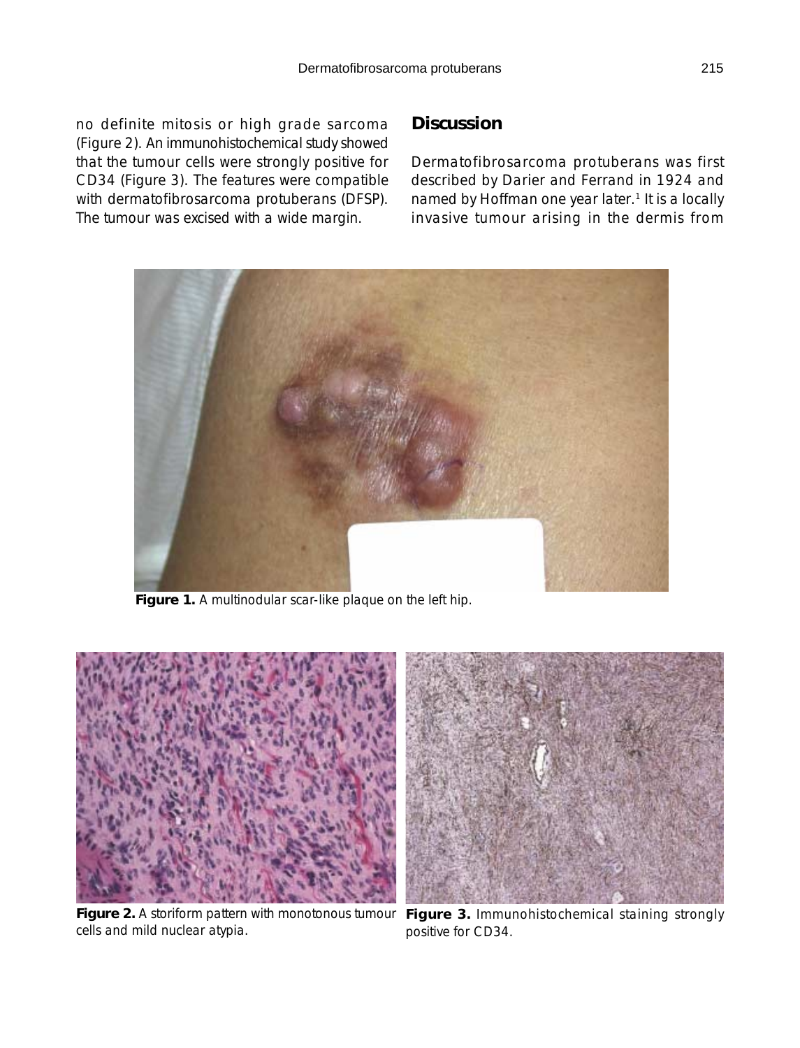no definite mitosis or high grade sarcoma (Figure 2). An immunohistochemical study showed that the tumour cells were strongly positive for CD34 (Figure 3). The features were compatible with dermatofibrosarcoma protuberans (DFSP). The tumour was excised with a wide margin.

## Discussion

Dermatofibrosarcoma protuberans was first described by Darier and Ferrand in 1924 and named by Hoffman one year later.[1] It is a locally invasive tumour arising in the dermis from

**Figure 1.** A multinodular scar-like plaque on the left hip.

**Figure 2.** A storiform pattern with monotonous tumour cells and mild nuclear atypia.

**Figure 3.** Immunohistochemical staining strongly positive for CD34.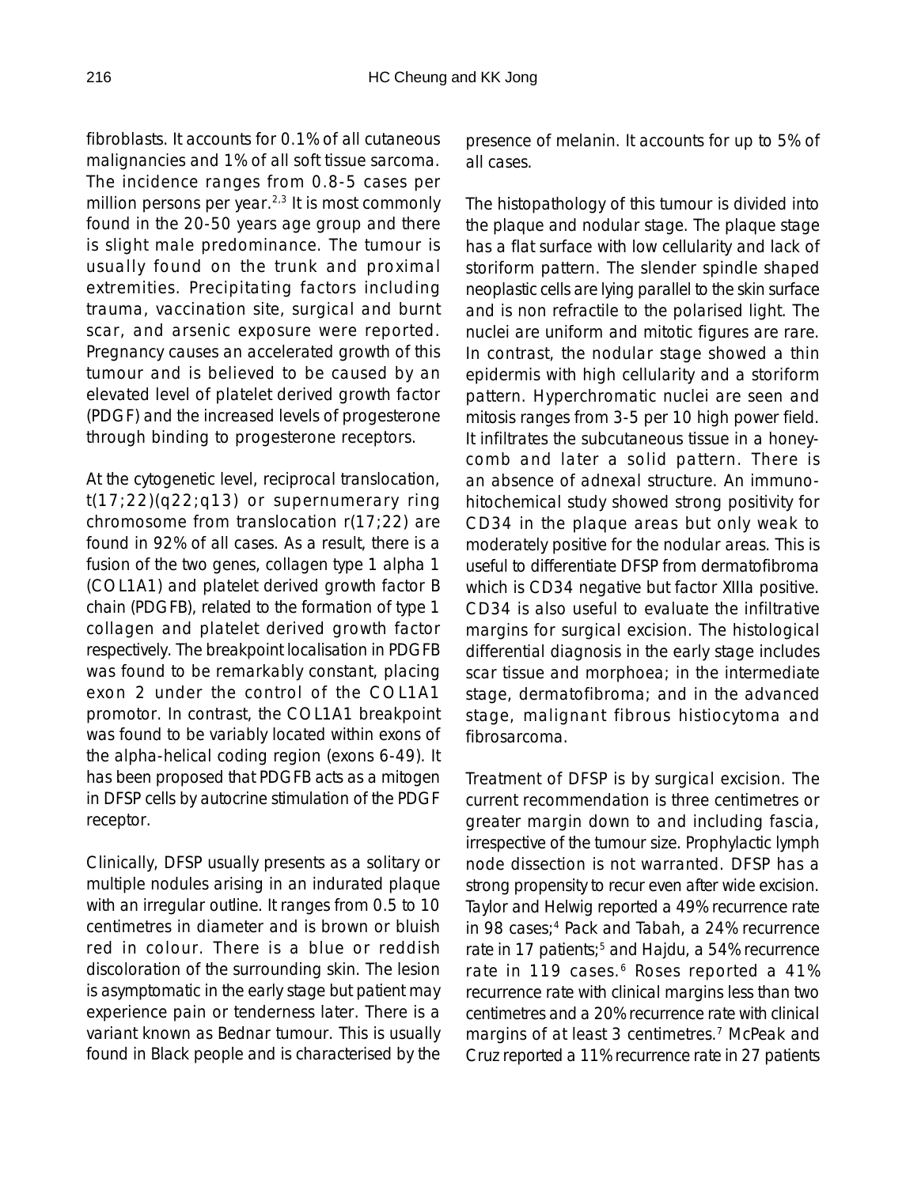fibroblasts. It accounts for 0.1% of all cutaneous malignancies and 1% of all soft tissue sarcoma. The incidence ranges from 0.8-5 cases per million persons per year.[2,3] It is most commonly found in the 20-50 years age group and there is slight male predominance. The tumour is usually found on the trunk and proximal extremities. Precipitating factors including trauma, vaccination site, surgical and burnt scar, and arsenic exposure were reported. Pregnancy causes an accelerated growth of this tumour and is believed to be caused by an elevated level of platelet derived growth factor (PDGF) and the increased levels of progesterone through binding to progesterone receptors.

At the cytogenetic level, reciprocal translocation, t(17;22)(q22;q13) or supernumerary ring chromosome from translocation r(17;22) are found in 92% of all cases. As a result, there is a fusion of the two genes, collagen type 1 alpha 1 (COL1A1) and platelet derived growth factor B chain (PDGFB), related to the formation of type 1 collagen and platelet derived growth factor respectively. The breakpoint localisation in PDGFB was found to be remarkably constant, placing exon 2 under the control of the COL1A1 promotor. In contrast, the COL1A1 breakpoint was found to be variably located within exons of the alpha-helical coding region (exons 6-49). It has been proposed that PDGFB acts as a mitogen in DFSP cells by autocrine stimulation of the PDGF receptor.

Clinically, DFSP usually presents as a solitary or multiple nodules arising in an indurated plaque with an irregular outline. It ranges from 0.5 to 10 centimetres in diameter and is brown or bluish red in colour. There is a blue or reddish discoloration of the surrounding skin. The lesion is asymptomatic in the early stage but patient may experience pain or tenderness later. There is a variant known as Bednar tumour. This is usually found in Black people and is characterised by the presence of melanin. It accounts for up to 5% of all cases.

The histopathology of this tumour is divided into the plaque and nodular stage. The plaque stage has a flat surface with low cellularity and lack of storiform pattern. The slender spindle shaped neoplastic cells are lying parallel to the skin surface and is non refractile to the polarised light. The nuclei are uniform and mitotic figures are rare. In contrast, the nodular stage showed a thin epidermis with high cellularity and a storiform pattern. Hyperchromatic nuclei are seen and mitosis ranges from 3-5 per 10 high power field. It infiltrates the subcutaneous tissue in a honey-comb and later a solid pattern. There is an absence of adnexal structure. An immuno-hitochemical study showed strong positivity for CD34 in the plaque areas but only weak to moderately positive for the nodular areas. This is useful to differentiate DFSP from dermatofibroma which is CD34 negative but factor XIIIa positive. CD34 is also useful to evaluate the infiltrative margins for surgical excision. The histological differential diagnosis in the early stage includes scar tissue and morphoea; in the intermediate stage, dermatofibroma; and in the advanced stage, malignant fibrous histiocytoma and fibrosarcoma.

Treatment of DFSP is by surgical excision. The current recommendation is three centimetres or greater margin down to and including fascia, irrespective of the tumour size. Prophylactic lymph node dissection is not warranted. DFSP has a strong propensity to recur even after wide excision. Taylor and Helwig reported a 49% recurrence rate in 98 cases;[4] Pack and Tabah, a 24% recurrence rate in 17 patients;[5] and Hajdu, a 54% recurrence rate in 119 cases.[6] Roses reported a 41% recurrence rate with clinical margins less than two centimetres and a 20% recurrence rate with clinical margins of at least 3 centimetres.[7] McPeak and Cruz reported a 11% recurrence rate in 27 patients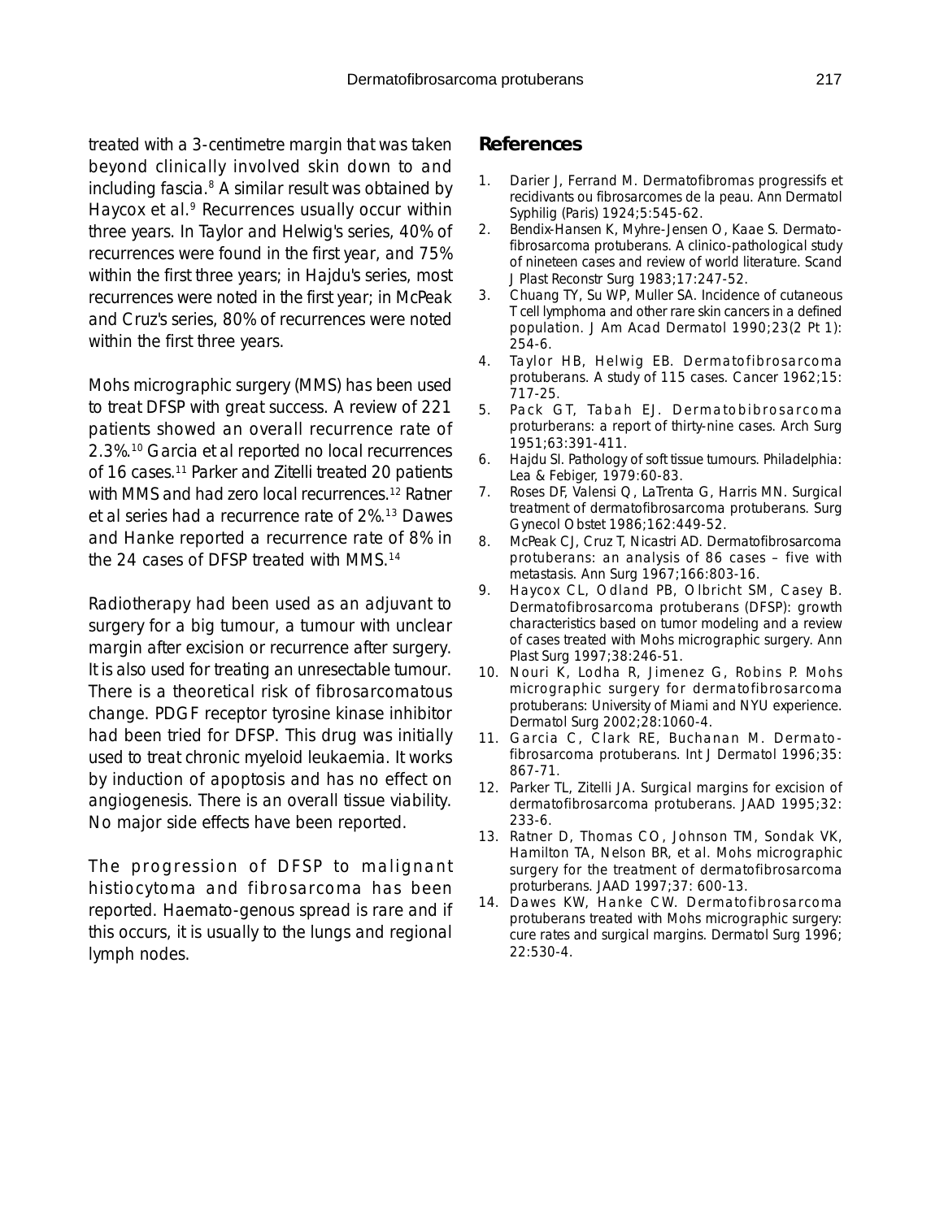treated with a 3-centimetre margin that was taken beyond clinically involved skin down to and including fascia.[8] A similar result was obtained by Haycox et al.[9] Recurrences usually occur within three years. In Taylor and Helwig's series, 40% of recurrences were found in the first year, and 75% within the first three years; in Hajdu's series, most recurrences were noted in the first year; in McPeak and Cruz's series, 80% of recurrences were noted within the first three years.

Mohs micrographic surgery (MMS) has been used to treat DFSP with great success. A review of 221 patients showed an overall recurrence rate of 2.3%.[10] Garcia et al reported no local recurrences of 16 cases.[11] Parker and Zitelli treated 20 patients with MMS and had zero local recurrences.[12] Ratner et al series had a recurrence rate of 2%.[13] Dawes and Hanke reported a recurrence rate of 8% in the 24 cases of DFSP treated with MMS.[14]

Radiotherapy had been used as an adjuvant to surgery for a big tumour, a tumour with unclear margin after excision or recurrence after surgery. It is also used for treating an unresectable tumour. There is a theoretical risk of fibrosarcomatous change. PDGF receptor tyrosine kinase inhibitor had been tried for DFSP. This drug was initially used to treat chronic myeloid leukaemia. It works by induction of apoptosis and has no effect on angiogenesis. There is an overall tissue viability. No major side effects have been reported.

The progression of DFSP to malignant histiocytoma and fibrosarcoma has been reported. Haemato-genous spread is rare and if this occurs, it is usually to the lungs and regional lymph nodes.

## References

1. Darier J, Ferrand M. Dermatofibromas progressifs et recidivants ou fibrosarcomes de la peau. Ann Dermatol Syphilig (Paris) 1924;5:545-62.
2. Bendix-Hansen K, Myhre-Jensen O, Kaae S. Dermato-fibrosarcoma protuberans. A clinico-pathological study of nineteen cases and review of world literature. Scand J Plast Reconstr Surg 1983;17:247-52.
3. Chuang TY, Su WP, Muller SA. Incidence of cutaneous T cell lymphoma and other rare skin cancers in a defined population. J Am Acad Dermatol 1990;23(2 Pt 1): 254-6.
4. Taylor HB, Helwig EB. Dermatofibrosarcoma protuberans. A study of 115 cases. Cancer 1962;15: 717-25.
5. Pack GT, Tabah EJ. Dermatobibrosarcoma proturberans: a report of thirty-nine cases. Arch Surg 1951;63:391-411.
6. Hajdu SI. Pathology of soft tissue tumours. Philadelphia: Lea & Febiger, 1979:60-83.
7. Roses DF, Valensi Q, LaTrenta G, Harris MN. Surgical treatment of dermatofibrosarcoma protuberans. Surg Gynecol Obstet 1986;162:449-52.
8. McPeak CJ, Cruz T, Nicastri AD. Dermatofibrosarcoma protuberans: an analysis of 86 cases – five with metastasis. Ann Surg 1967;166:803-16.
9. Haycox CL, Odland PB, Olbricht SM, Casey B. Dermatofibrosarcoma protuberans (DFSP): growth characteristics based on tumor modeling and a review of cases treated with Mohs micrographic surgery. Ann Plast Surg 1997;38:246-51.
10. Nouri K, Lodha R, Jimenez G, Robins P. Mohs micrographic surgery for dermatofibrosarcoma protuberans: University of Miami and NYU experience. Dermatol Surg 2002;28:1060-4.
11. Garcia C, Clark RE, Buchanan M. Dermato-fibrosarcoma protuberans. Int J Dermatol 1996;35: 867-71.
12. Parker TL, Zitelli JA. Surgical margins for excision of dermatofibrosarcoma protuberans. JAAD 1995;32: 233-6.
13. Ratner D, Thomas CO, Johnson TM, Sondak VK, Hamilton TA, Nelson BR, et al. Mohs micrographic surgery for the treatment of dermatofibrosarcoma proturberans. JAAD 1997;37: 600-13.
14. Dawes KW, Hanke CW. Dermatofibrosarcoma protuberans treated with Mohs micrographic surgery: cure rates and surgical margins. Dermatol Surg 1996; 22:530-4.